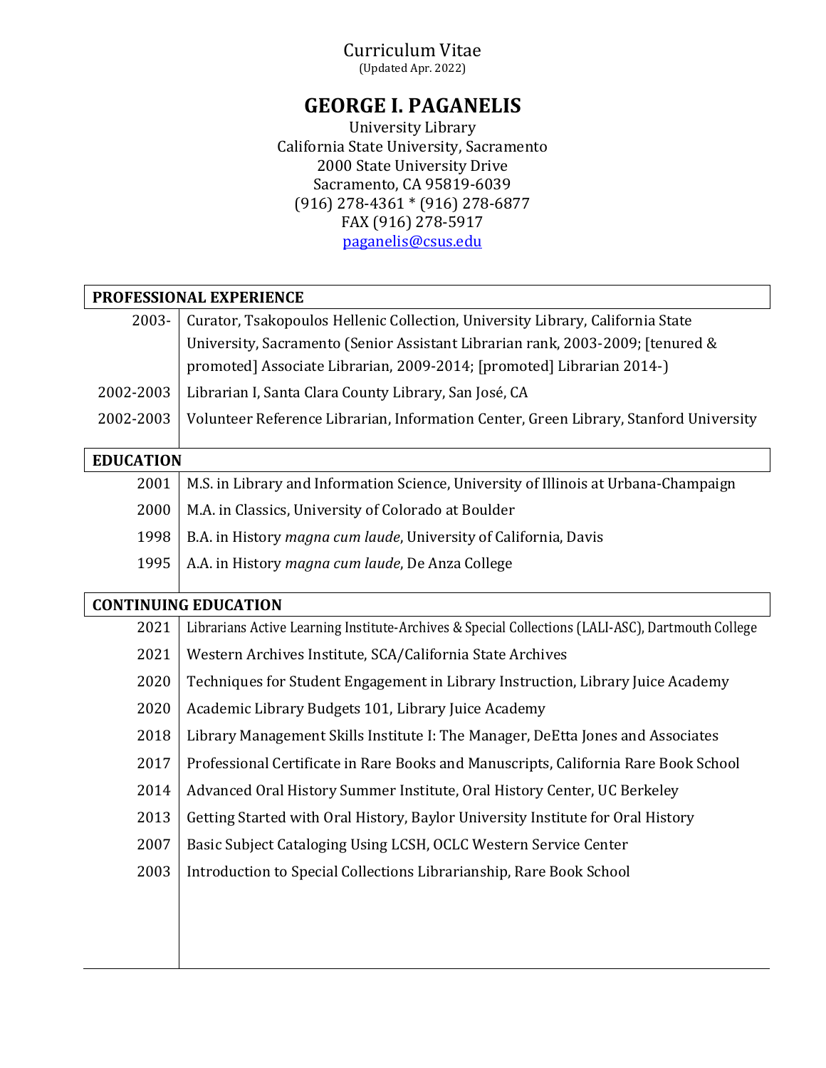Curriculum Vitae
(Updated Apr. 2022)

# GEORGE I. PAGANELIS

University Library
California State University, Sacramento
2000 State University Drive
Sacramento, CA 95819-6039
(916) 278-4361 * (916) 278-6877
FAX (916) 278-5917
paganelis@csus.edu

## PROFESSIONAL EXPERIENCE

| | |
|---|---|
| 2003- | Curator, Tsakopoulos Hellenic Collection, University Library, California State University, Sacramento (Senior Assistant Librarian rank, 2003-2009; [tenured & promoted] Associate Librarian, 2009-2014; [promoted] Librarian 2014-) |
| 2002-2003 | Librarian I, Santa Clara County Library, San José, CA |
| 2002-2003 | Volunteer Reference Librarian, Information Center, Green Library, Stanford University |

## EDUCATION

| | |
|---|---|
| 2001 | M.S. in Library and Information Science, University of Illinois at Urbana-Champaign |
| 2000 | M.A. in Classics, University of Colorado at Boulder |
| 1998 | B.A. in History *magna cum laude*, University of California, Davis |
| 1995 | A.A. in History *magna cum laude*, De Anza College |

## CONTINUING EDUCATION

| | |
|---|---|
| 2021 | Librarians Active Learning Institute-Archives & Special Collections (LALI-ASC), Dartmouth College |
| 2021 | Western Archives Institute, SCA/California State Archives |
| 2020 | Techniques for Student Engagement in Library Instruction, Library Juice Academy |
| 2020 | Academic Library Budgets 101, Library Juice Academy |
| 2018 | Library Management Skills Institute I: The Manager, DeEtta Jones and Associates |
| 2017 | Professional Certificate in Rare Books and Manuscripts, California Rare Book School |
| 2014 | Advanced Oral History Summer Institute, Oral History Center, UC Berkeley |
| 2013 | Getting Started with Oral History, Baylor University Institute for Oral History |
| 2007 | Basic Subject Cataloging Using LCSH, OCLC Western Service Center |
| 2003 | Introduction to Special Collections Librarianship, Rare Book School |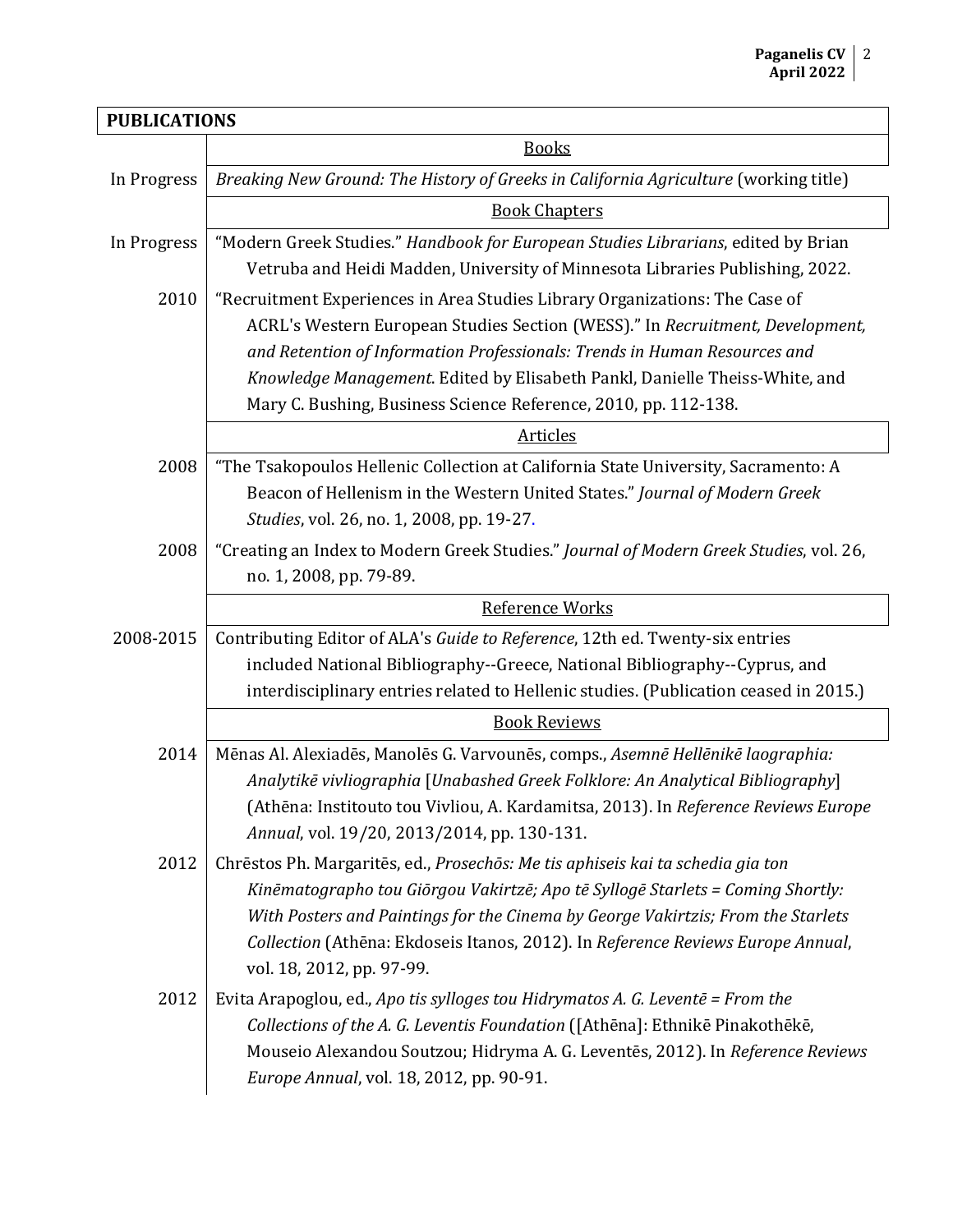## PUBLICATIONS

### Books

| | |
|---|---|
| In Progress | *Breaking New Ground: The History of Greeks in California Agriculture* (working title) |

### Book Chapters

| | |
|---|---|
| In Progress | "Modern Greek Studies." *Handbook for European Studies Librarians*, edited by Brian Vetruba and Heidi Madden, University of Minnesota Libraries Publishing, 2022. |
| 2010 | "Recruitment Experiences in Area Studies Library Organizations: The Case of ACRL's Western European Studies Section (WESS)." In *Recruitment, Development, and Retention of Information Professionals: Trends in Human Resources and Knowledge Management*. Edited by Elisabeth Pankl, Danielle Theiss-White, and Mary C. Bushing, Business Science Reference, 2010, pp. 112-138. |

### Articles

| | |
|---|---|
| 2008 | "The Tsakopoulos Hellenic Collection at California State University, Sacramento: A Beacon of Hellenism in the Western United States." *Journal of Modern Greek Studies*, vol. 26, no. 1, 2008, pp. 19-27. |
| 2008 | "Creating an Index to Modern Greek Studies." *Journal of Modern Greek Studies*, vol. 26, no. 1, 2008, pp. 79-89. |

### Reference Works

| | |
|---|---|
| 2008-2015 | Contributing Editor of ALA's *Guide to Reference*, 12th ed. Twenty-six entries included National Bibliography--Greece, National Bibliography--Cyprus, and interdisciplinary entries related to Hellenic studies. (Publication ceased in 2015.) |

### Book Reviews

| | |
|---|---|
| 2014 | Mēnas Al. Alexiadēs, Manolēs G. Varvounēs, comps., *Asemnē Hellēnikē laographia: Analytikē vivliographia* [*Unabashed Greek Folklore: An Analytical Bibliography*] (Athēna: Institouto tou Vivliou, A. Kardamitsa, 2013). In *Reference Reviews Europe Annual*, vol. 19/20, 2013/2014, pp. 130-131. |
| 2012 | Chrēstos Ph. Margaritēs, ed., *Prosechōs: Me tis aphiseis kai ta schedia gia ton Kinēmatographo tou Giōrgou Vakirtzē; Apo tē Syllogē Starlets = Coming Shortly: With Posters and Paintings for the Cinema by George Vakirtzis; From the Starlets Collection* (Athēna: Ekdoseis Itanos, 2012). In *Reference Reviews Europe Annual*, vol. 18, 2012, pp. 97-99. |
| 2012 | Evita Arapoglou, ed., *Apo tis sylloges tou Hidrymatos A. G. Leventē = From the Collections of the A. G. Leventis Foundation* ([Athēna]: Ethnikē Pinakothēkē, Mouseio Alexandou Soutzou; Hidryma A. G. Leventēs, 2012). In *Reference Reviews Europe Annual*, vol. 18, 2012, pp. 90-91. |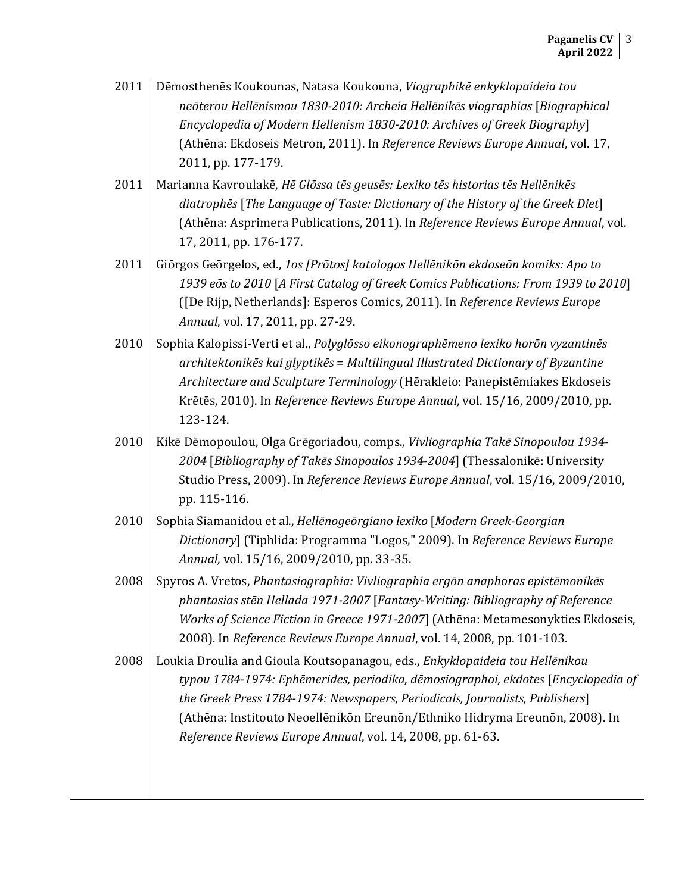2011 Dēmosthenēs Koukounas, Natasa Koukouna, *Viographikē enkyklopaideia tou neōterou Hellēnismou 1830-2010: Archeia Hellēnikēs viographias* [*Biographical Encyclopedia of Modern Hellenism 1830-2010: Archives of Greek Biography*] (Athēna: Ekdoseis Metron, 2011). In *Reference Reviews Europe Annual*, vol. 17, 2011, pp. 177-179.

2011 Marianna Kavroulakē, *Hē Glōssa tēs geusēs: Lexiko tēs historias tēs Hellēnikēs diatrophēs* [*The Language of Taste: Dictionary of the History of the Greek Diet*] (Athēna: Asprimera Publications, 2011). In *Reference Reviews Europe Annual*, vol. 17, 2011, pp. 176-177.

2011 Giōrgos Geōrgelos, ed., *1os [Prōtos] katalogos Hellēnikōn ekdoseōn komiks: Apo to 1939 eōs to 2010* [*A First Catalog of Greek Comics Publications: From 1939 to 2010*] ([De Rijp, Netherlands]: Esperos Comics, 2011). In *Reference Reviews Europe Annual*, vol. 17, 2011, pp. 27-29.

2010 Sophia Kalopissi-Verti et al., *Polyglōsso eikonographēmeno lexiko horōn vyzantinēs architektonikēs kai glyptikēs = Multilingual Illustrated Dictionary of Byzantine Architecture and Sculpture Terminology* (Hērakleio: Panepistēmiakes Ekdoseis Krētēs, 2010). In *Reference Reviews Europe Annual*, vol. 15/16, 2009/2010, pp. 123-124.

2010 Kikē Dēmopoulou, Olga Grēgoriadou, comps., *Vivliographia Takē Sinopoulou 1934-2004* [*Bibliography of Takēs Sinopoulos 1934-2004*] (Thessalonikē: University Studio Press, 2009). In *Reference Reviews Europe Annual*, vol. 15/16, 2009/2010, pp. 115-116.

2010 Sophia Siamanidou et al., *Hellēnogeōrgiano lexiko* [*Modern Greek-Georgian Dictionary*] (Tiphlida: Programma "Logos," 2009). In *Reference Reviews Europe Annual,* vol. 15/16, 2009/2010, pp. 33-35.

2008 Spyros A. Vretos, *Phantasiographia: Vivliographia ergōn anaphoras epistēmonikēs phantasias stēn Hellada 1971-2007* [*Fantasy-Writing: Bibliography of Reference Works of Science Fiction in Greece 1971-2007*] (Athēna: Metamesonykties Ekdoseis, 2008). In *Reference Reviews Europe Annual*, vol. 14, 2008, pp. 101-103.

2008 Loukia Droulia and Gioula Koutsopanagou, eds., *Enkyklopaideia tou Hellēnikou typou 1784-1974: Ephēmerides, periodika, dēmosiographoi, ekdotes* [*Encyclopedia of the Greek Press 1784-1974: Newspapers, Periodicals, Journalists, Publishers*] (Athēna: Institouto Neoellēnikōn Ereunōn/Ethniko Hidryma Ereunōn, 2008). In *Reference Reviews Europe Annual*, vol. 14, 2008, pp. 61-63.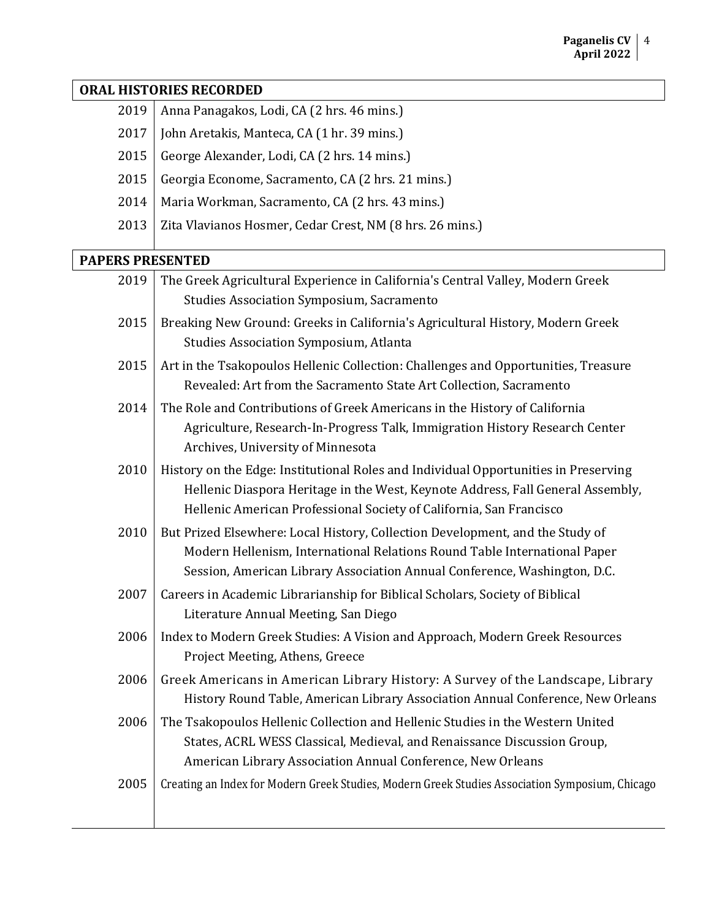## ORAL HISTORIES RECORDED

| | |
|---|---|
| 2019 | Anna Panagakos, Lodi, CA (2 hrs. 46 mins.) |
| 2017 | John Aretakis, Manteca, CA (1 hr. 39 mins.) |
| 2015 | George Alexander, Lodi, CA (2 hrs. 14 mins.) |
| 2015 | Georgia Econome, Sacramento, CA (2 hrs. 21 mins.) |
| 2014 | Maria Workman, Sacramento, CA (2 hrs. 43 mins.) |
| 2013 | Zita Vlavianos Hosmer, Cedar Crest, NM (8 hrs. 26 mins.) |

## PAPERS PRESENTED

| | |
|---|---|
| 2019 | The Greek Agricultural Experience in California's Central Valley, Modern Greek Studies Association Symposium, Sacramento |
| 2015 | Breaking New Ground: Greeks in California's Agricultural History, Modern Greek Studies Association Symposium, Atlanta |
| 2015 | Art in the Tsakopoulos Hellenic Collection: Challenges and Opportunities, Treasure Revealed: Art from the Sacramento State Art Collection, Sacramento |
| 2014 | The Role and Contributions of Greek Americans in the History of California Agriculture, Research-In-Progress Talk, Immigration History Research Center Archives, University of Minnesota |
| 2010 | History on the Edge: Institutional Roles and Individual Opportunities in Preserving Hellenic Diaspora Heritage in the West, Keynote Address, Fall General Assembly, Hellenic American Professional Society of California, San Francisco |
| 2010 | But Prized Elsewhere: Local History, Collection Development, and the Study of Modern Hellenism, International Relations Round Table International Paper Session, American Library Association Annual Conference, Washington, D.C. |
| 2007 | Careers in Academic Librarianship for Biblical Scholars, Society of Biblical Literature Annual Meeting, San Diego |
| 2006 | Index to Modern Greek Studies: A Vision and Approach, Modern Greek Resources Project Meeting, Athens, Greece |
| 2006 | Greek Americans in American Library History: A Survey of the Landscape, Library History Round Table, American Library Association Annual Conference, New Orleans |
| 2006 | The Tsakopoulos Hellenic Collection and Hellenic Studies in the Western United States, ACRL WESS Classical, Medieval, and Renaissance Discussion Group, American Library Association Annual Conference, New Orleans |
| 2005 | Creating an Index for Modern Greek Studies, Modern Greek Studies Association Symposium, Chicago |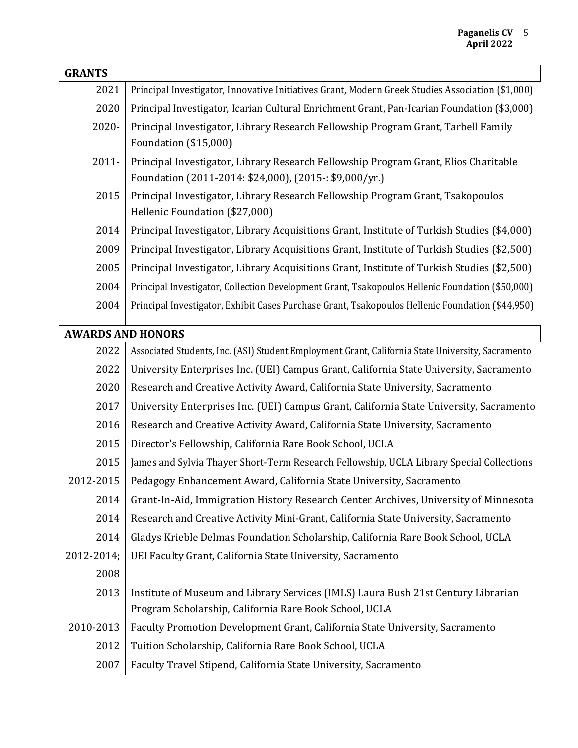## GRANTS

| | |
|---|---|
| 2021 | Principal Investigator, Innovative Initiatives Grant, Modern Greek Studies Association ($1,000) |
| 2020 | Principal Investigator, Icarian Cultural Enrichment Grant, Pan-Icarian Foundation ($3,000) |
| 2020- | Principal Investigator, Library Research Fellowship Program Grant, Tarbell Family Foundation ($15,000) |
| 2011- | Principal Investigator, Library Research Fellowship Program Grant, Elios Charitable Foundation (2011-2014: $24,000), (2015-: $9,000/yr.) |
| 2015 | Principal Investigator, Library Research Fellowship Program Grant, Tsakopoulos Hellenic Foundation ($27,000) |
| 2014 | Principal Investigator, Library Acquisitions Grant, Institute of Turkish Studies ($4,000) |
| 2009 | Principal Investigator, Library Acquisitions Grant, Institute of Turkish Studies ($2,500) |
| 2005 | Principal Investigator, Library Acquisitions Grant, Institute of Turkish Studies ($2,500) |
| 2004 | Principal Investigator, Collection Development Grant, Tsakopoulos Hellenic Foundation ($50,000) |
| 2004 | Principal Investigator, Exhibit Cases Purchase Grant, Tsakopoulos Hellenic Foundation ($44,950) |

## AWARDS AND HONORS

| | |
|---|---|
| 2022 | Associated Students, Inc. (ASI) Student Employment Grant, California State University, Sacramento |
| 2022 | University Enterprises Inc. (UEI) Campus Grant, California State University, Sacramento |
| 2020 | Research and Creative Activity Award, California State University, Sacramento |
| 2017 | University Enterprises Inc. (UEI) Campus Grant, California State University, Sacramento |
| 2016 | Research and Creative Activity Award, California State University, Sacramento |
| 2015 | Director's Fellowship, California Rare Book School, UCLA |
| 2015 | James and Sylvia Thayer Short-Term Research Fellowship, UCLA Library Special Collections |
| 2012-2015 | Pedagogy Enhancement Award, California State University, Sacramento |
| 2014 | Grant-In-Aid, Immigration History Research Center Archives, University of Minnesota |
| 2014 | Research and Creative Activity Mini-Grant, California State University, Sacramento |
| 2014 | Gladys Krieble Delmas Foundation Scholarship, California Rare Book School, UCLA |
| 2012-2014; 2008 | UEI Faculty Grant, California State University, Sacramento |
| 2013 | Institute of Museum and Library Services (IMLS) Laura Bush 21st Century Librarian Program Scholarship, California Rare Book School, UCLA |
| 2010-2013 | Faculty Promotion Development Grant, California State University, Sacramento |
| 2012 | Tuition Scholarship, California Rare Book School, UCLA |
| 2007 | Faculty Travel Stipend, California State University, Sacramento |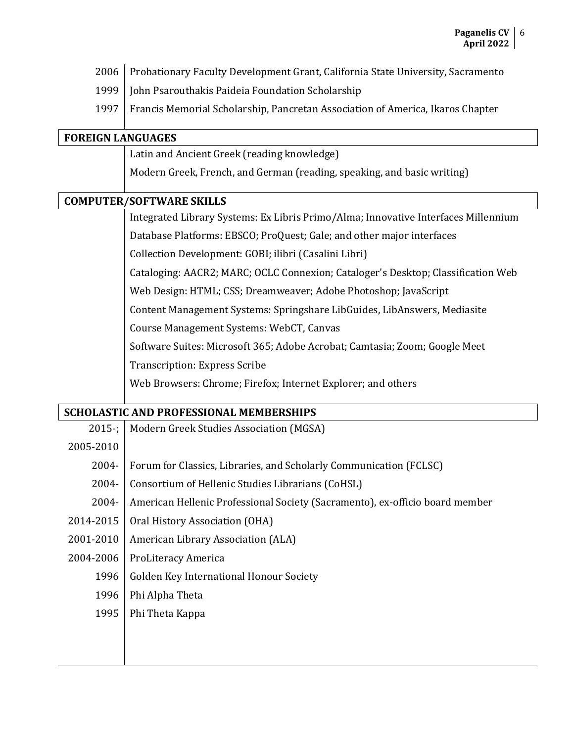| | |
|---|---|
| 2006 | Probationary Faculty Development Grant, California State University, Sacramento |
| 1999 | John Psarouthakis Paideia Foundation Scholarship |
| 1997 | Francis Memorial Scholarship, Pancretan Association of America, Ikaros Chapter |

## FOREIGN LANGUAGES

Latin and Ancient Greek (reading knowledge)

Modern Greek, French, and German (reading, speaking, and basic writing)

## COMPUTER/SOFTWARE SKILLS

Integrated Library Systems: Ex Libris Primo/Alma; Innovative Interfaces Millennium

Database Platforms: EBSCO; ProQuest; Gale; and other major interfaces

Collection Development: GOBI; ilibri (Casalini Libri)

Cataloging: AACR2; MARC; OCLC Connexion; Cataloger's Desktop; Classification Web

Web Design: HTML; CSS; Dreamweaver; Adobe Photoshop; JavaScript

Content Management Systems: Springshare LibGuides, LibAnswers, Mediasite

Course Management Systems: WebCT, Canvas

Software Suites: Microsoft 365; Adobe Acrobat; Camtasia; Zoom; Google Meet

Transcription: Express Scribe

Web Browsers: Chrome; Firefox; Internet Explorer; and others

## SCHOLASTIC AND PROFESSIONAL MEMBERSHIPS

| | |
|---|---|
| 2015-; 2005-2010 | Modern Greek Studies Association (MGSA) |
| 2004- | Forum for Classics, Libraries, and Scholarly Communication (FCLSC) |
| 2004- | Consortium of Hellenic Studies Librarians (CoHSL) |
| 2004- | American Hellenic Professional Society (Sacramento), ex-officio board member |
| 2014-2015 | Oral History Association (OHA) |
| 2001-2010 | American Library Association (ALA) |
| 2004-2006 | ProLiteracy America |
| 1996 | Golden Key International Honour Society |
| 1996 | Phi Alpha Theta |
| 1995 | Phi Theta Kappa |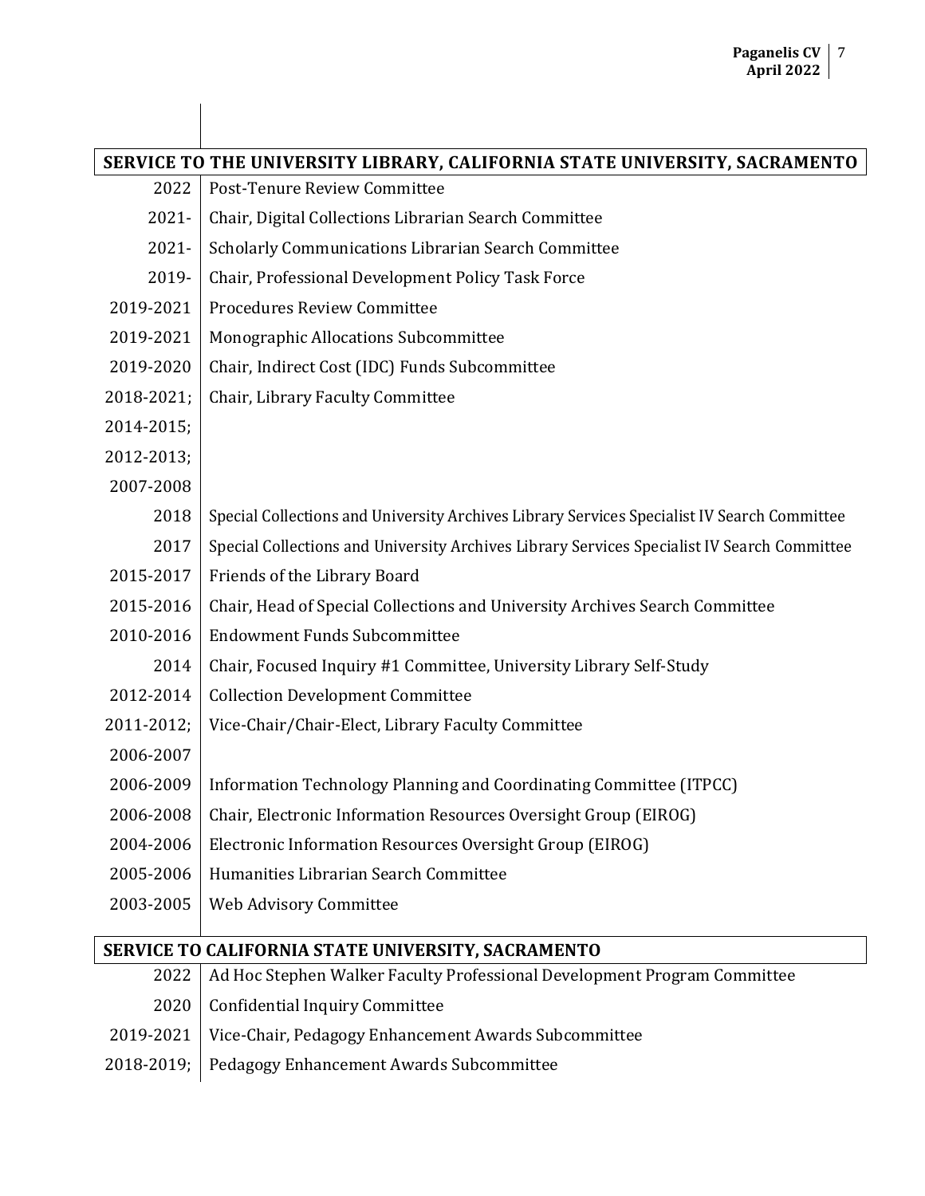## SERVICE TO THE UNIVERSITY LIBRARY, CALIFORNIA STATE UNIVERSITY, SACRAMENTO

| | |
|---|---|
| 2022 | Post-Tenure Review Committee |
| 2021- | Chair, Digital Collections Librarian Search Committee |
| 2021- | Scholarly Communications Librarian Search Committee |
| 2019- | Chair, Professional Development Policy Task Force |
| 2019-2021 | Procedures Review Committee |
| 2019-2021 | Monographic Allocations Subcommittee |
| 2019-2020 | Chair, Indirect Cost (IDC) Funds Subcommittee |
| 2018-2021; 2014-2015; 2012-2013; 2007-2008 | Chair, Library Faculty Committee |
| 2018 | Special Collections and University Archives Library Services Specialist IV Search Committee |
| 2017 | Special Collections and University Archives Library Services Specialist IV Search Committee |
| 2015-2017 | Friends of the Library Board |
| 2015-2016 | Chair, Head of Special Collections and University Archives Search Committee |
| 2010-2016 | Endowment Funds Subcommittee |
| 2014 | Chair, Focused Inquiry #1 Committee, University Library Self-Study |
| 2012-2014 | Collection Development Committee |
| 2011-2012; 2006-2007 | Vice-Chair/Chair-Elect, Library Faculty Committee |
| 2006-2009 | Information Technology Planning and Coordinating Committee (ITPCC) |
| 2006-2008 | Chair, Electronic Information Resources Oversight Group (EIROG) |
| 2004-2006 | Electronic Information Resources Oversight Group (EIROG) |
| 2005-2006 | Humanities Librarian Search Committee |
| 2003-2005 | Web Advisory Committee |

## SERVICE TO CALIFORNIA STATE UNIVERSITY, SACRAMENTO

| | |
|---|---|
| 2022 | Ad Hoc Stephen Walker Faculty Professional Development Program Committee |
| 2020 | Confidential Inquiry Committee |
| 2019-2021 | Vice-Chair, Pedagogy Enhancement Awards Subcommittee |
| 2018-2019; | Pedagogy Enhancement Awards Subcommittee |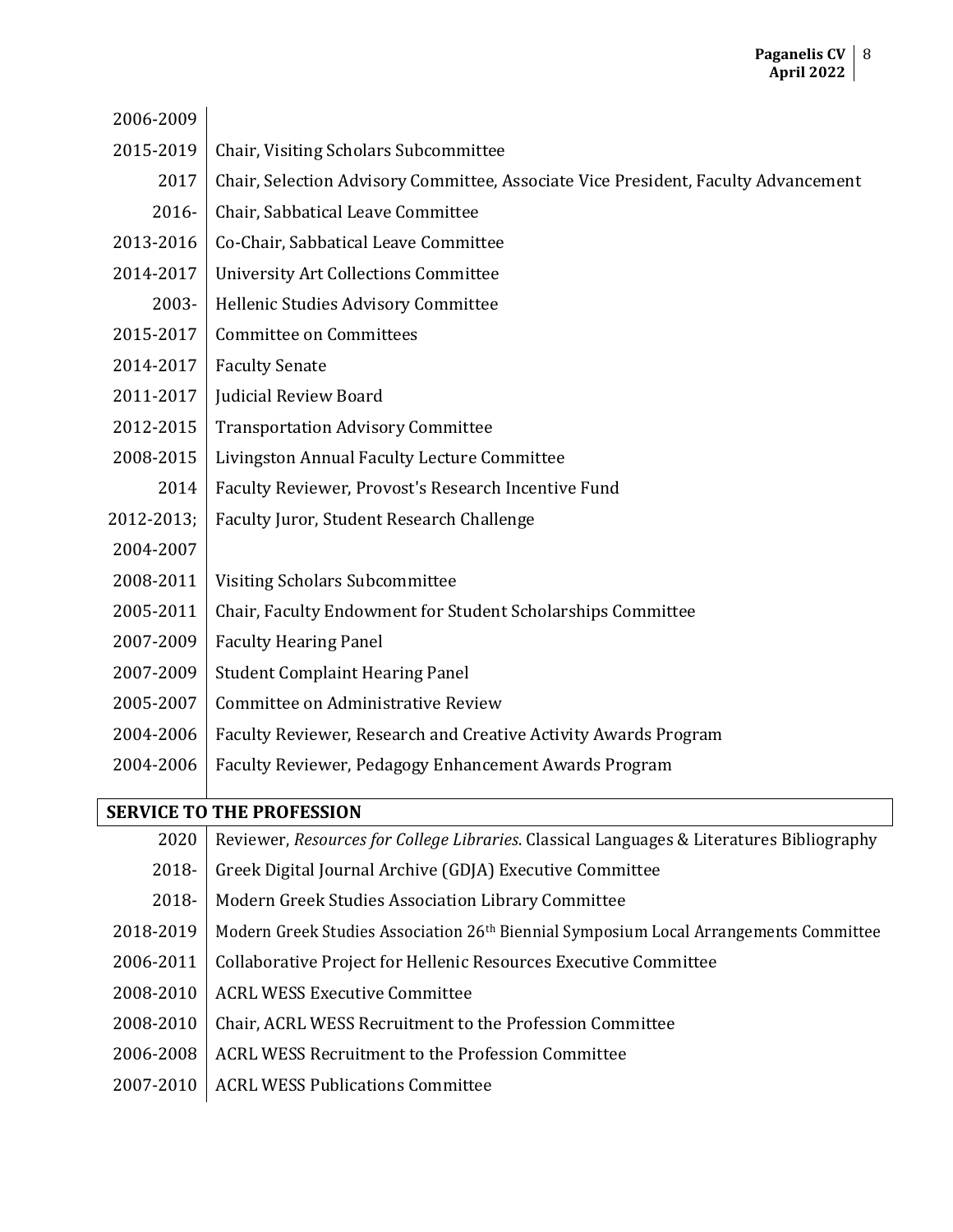| | |
|---|---|
| 2006-2009 | |
| 2015-2019 | Chair, Visiting Scholars Subcommittee |
| 2017 | Chair, Selection Advisory Committee, Associate Vice President, Faculty Advancement |
| 2016- | Chair, Sabbatical Leave Committee |
| 2013-2016 | Co-Chair, Sabbatical Leave Committee |
| 2014-2017 | University Art Collections Committee |
| 2003- | Hellenic Studies Advisory Committee |
| 2015-2017 | Committee on Committees |
| 2014-2017 | Faculty Senate |
| 2011-2017 | Judicial Review Board |
| 2012-2015 | Transportation Advisory Committee |
| 2008-2015 | Livingston Annual Faculty Lecture Committee |
| 2014 | Faculty Reviewer, Provost's Research Incentive Fund |
| 2012-2013; 2004-2007 | Faculty Juror, Student Research Challenge |
| 2008-2011 | Visiting Scholars Subcommittee |
| 2005-2011 | Chair, Faculty Endowment for Student Scholarships Committee |
| 2007-2009 | Faculty Hearing Panel |
| 2007-2009 | Student Complaint Hearing Panel |
| 2005-2007 | Committee on Administrative Review |
| 2004-2006 | Faculty Reviewer, Research and Creative Activity Awards Program |
| 2004-2006 | Faculty Reviewer, Pedagogy Enhancement Awards Program |

## SERVICE TO THE PROFESSION

| | |
|---|---|
| 2020 | Reviewer, *Resources for College Libraries*. Classical Languages & Literatures Bibliography |
| 2018- | Greek Digital Journal Archive (GDJA) Executive Committee |
| 2018- | Modern Greek Studies Association Library Committee |
| 2018-2019 | Modern Greek Studies Association 26th Biennial Symposium Local Arrangements Committee |
| 2006-2011 | Collaborative Project for Hellenic Resources Executive Committee |
| 2008-2010 | ACRL WESS Executive Committee |
| 2008-2010 | Chair, ACRL WESS Recruitment to the Profession Committee |
| 2006-2008 | ACRL WESS Recruitment to the Profession Committee |
| 2007-2010 | ACRL WESS Publications Committee |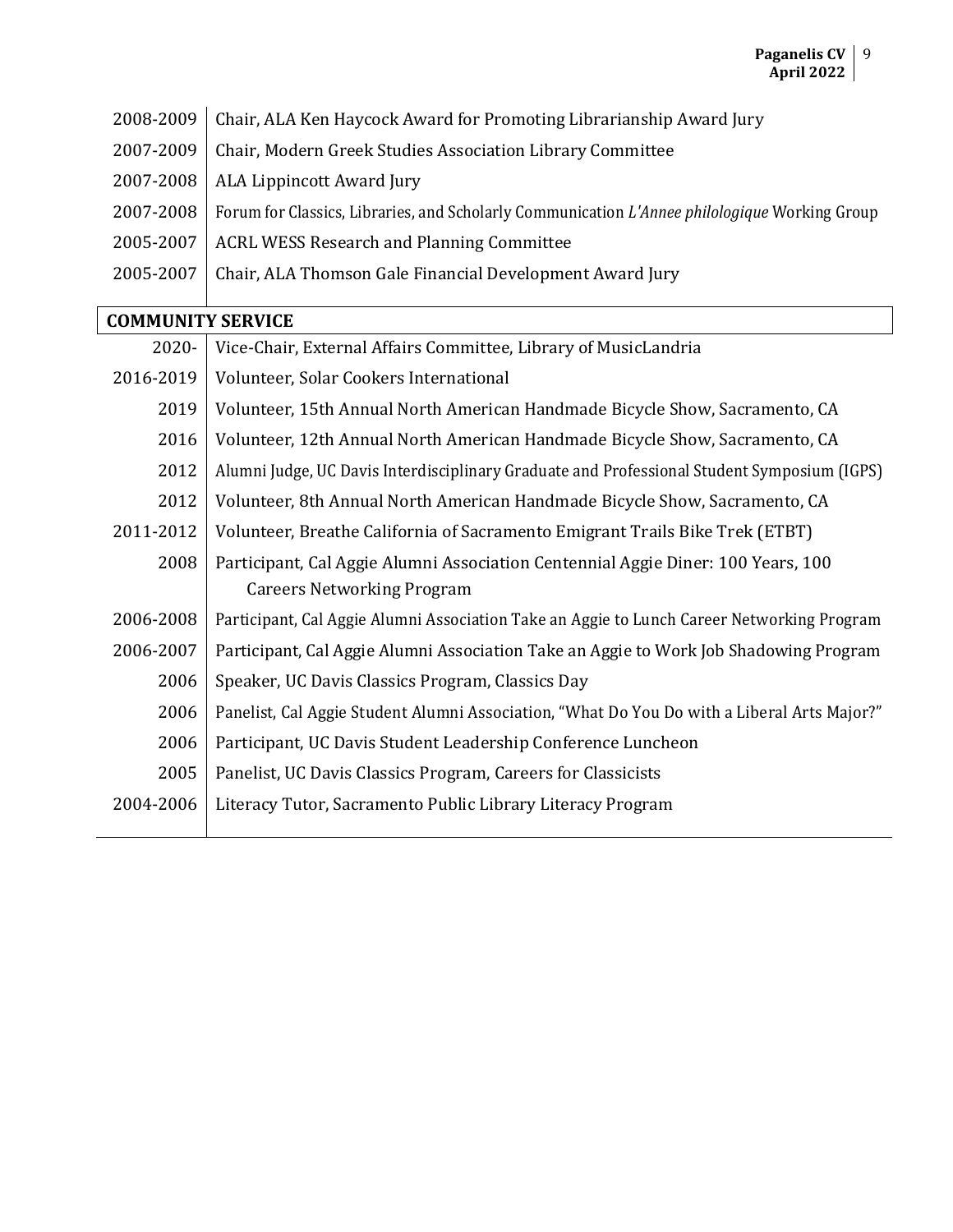| | |
|---|---|
| 2008-2009 | Chair, ALA Ken Haycock Award for Promoting Librarianship Award Jury |
| 2007-2009 | Chair, Modern Greek Studies Association Library Committee |
| 2007-2008 | ALA Lippincott Award Jury |
| 2007-2008 | Forum for Classics, Libraries, and Scholarly Communication *L'Annee philologique* Working Group |
| 2005-2007 | ACRL WESS Research and Planning Committee |
| 2005-2007 | Chair, ALA Thomson Gale Financial Development Award Jury |

## COMMUNITY SERVICE

| | |
|---|---|
| 2020- | Vice-Chair, External Affairs Committee, Library of MusicLandria |
| 2016-2019 | Volunteer, Solar Cookers International |
| 2019 | Volunteer, 15th Annual North American Handmade Bicycle Show, Sacramento, CA |
| 2016 | Volunteer, 12th Annual North American Handmade Bicycle Show, Sacramento, CA |
| 2012 | Alumni Judge, UC Davis Interdisciplinary Graduate and Professional Student Symposium (IGPS) |
| 2012 | Volunteer, 8th Annual North American Handmade Bicycle Show, Sacramento, CA |
| 2011-2012 | Volunteer, Breathe California of Sacramento Emigrant Trails Bike Trek (ETBT) |
| 2008 | Participant, Cal Aggie Alumni Association Centennial Aggie Diner: 100 Years, 100 Careers Networking Program |
| 2006-2008 | Participant, Cal Aggie Alumni Association Take an Aggie to Lunch Career Networking Program |
| 2006-2007 | Participant, Cal Aggie Alumni Association Take an Aggie to Work Job Shadowing Program |
| 2006 | Speaker, UC Davis Classics Program, Classics Day |
| 2006 | Panelist, Cal Aggie Student Alumni Association, "What Do You Do with a Liberal Arts Major?" |
| 2006 | Participant, UC Davis Student Leadership Conference Luncheon |
| 2005 | Panelist, UC Davis Classics Program, Careers for Classicists |
| 2004-2006 | Literacy Tutor, Sacramento Public Library Literacy Program |